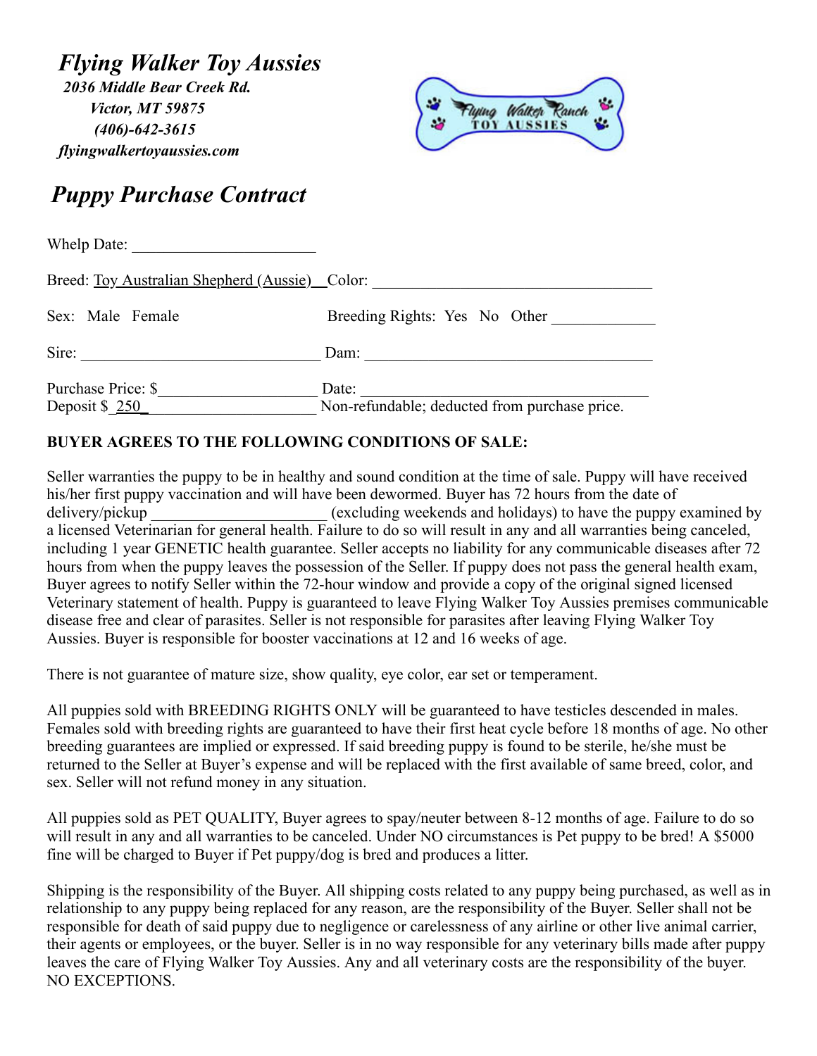# *Flying Walker Toy Aussies*

***2036 Middle Bear Creek Rd.***
***Victor, MT 59875***
***(406)-642-3615***
***flyingwalkertoyaussies.com***

## *Puppy Purchase Contract*

Whelp Date: ______________________

Breed: Toy Australian Shepherd (Aussie)__Color: ________________________________

Sex: Male Female          Breeding Rights: Yes No Other ____________

Sire: ____________________________ Dam: __________________________________

Purchase Price: $__________________ Date: _________________________________
Deposit $_250_____________________ Non-refundable; deducted from purchase price.

**BUYER AGREES TO THE FOLLOWING CONDITIONS OF SALE:**

Seller warranties the puppy to be in healthy and sound condition at the time of sale. Puppy will have received his/her first puppy vaccination and will have been dewormed. Buyer has 72 hours from the date of delivery/pickup _____________________ (excluding weekends and holidays) to have the puppy examined by a licensed Veterinarian for general health. Failure to do so will result in any and all warranties being canceled, including 1 year GENETIC health guarantee. Seller accepts no liability for any communicable diseases after 72 hours from when the puppy leaves the possession of the Seller. If puppy does not pass the general health exam, Buyer agrees to notify Seller within the 72-hour window and provide a copy of the original signed licensed Veterinary statement of health. Puppy is guaranteed to leave Flying Walker Toy Aussies premises communicable disease free and clear of parasites. Seller is not responsible for parasites after leaving Flying Walker Toy Aussies. Buyer is responsible for booster vaccinations at 12 and 16 weeks of age.

There is not guarantee of mature size, show quality, eye color, ear set or temperament.

All puppies sold with BREEDING RIGHTS ONLY will be guaranteed to have testicles descended in males. Females sold with breeding rights are guaranteed to have their first heat cycle before 18 months of age. No other breeding guarantees are implied or expressed. If said breeding puppy is found to be sterile, he/she must be returned to the Seller at Buyer's expense and will be replaced with the first available of same breed, color, and sex. Seller will not refund money in any situation.

All puppies sold as PET QUALITY, Buyer agrees to spay/neuter between 8-12 months of age. Failure to do so will result in any and all warranties to be canceled. Under NO circumstances is Pet puppy to be bred! A $5000 fine will be charged to Buyer if Pet puppy/dog is bred and produces a litter.

Shipping is the responsibility of the Buyer. All shipping costs related to any puppy being purchased, as well as in relationship to any puppy being replaced for any reason, are the responsibility of the Buyer. Seller shall not be responsible for death of said puppy due to negligence or carelessness of any airline or other live animal carrier, their agents or employees, or the buyer. Seller is in no way responsible for any veterinary bills made after puppy leaves the care of Flying Walker Toy Aussies. Any and all veterinary costs are the responsibility of the buyer. NO EXCEPTIONS.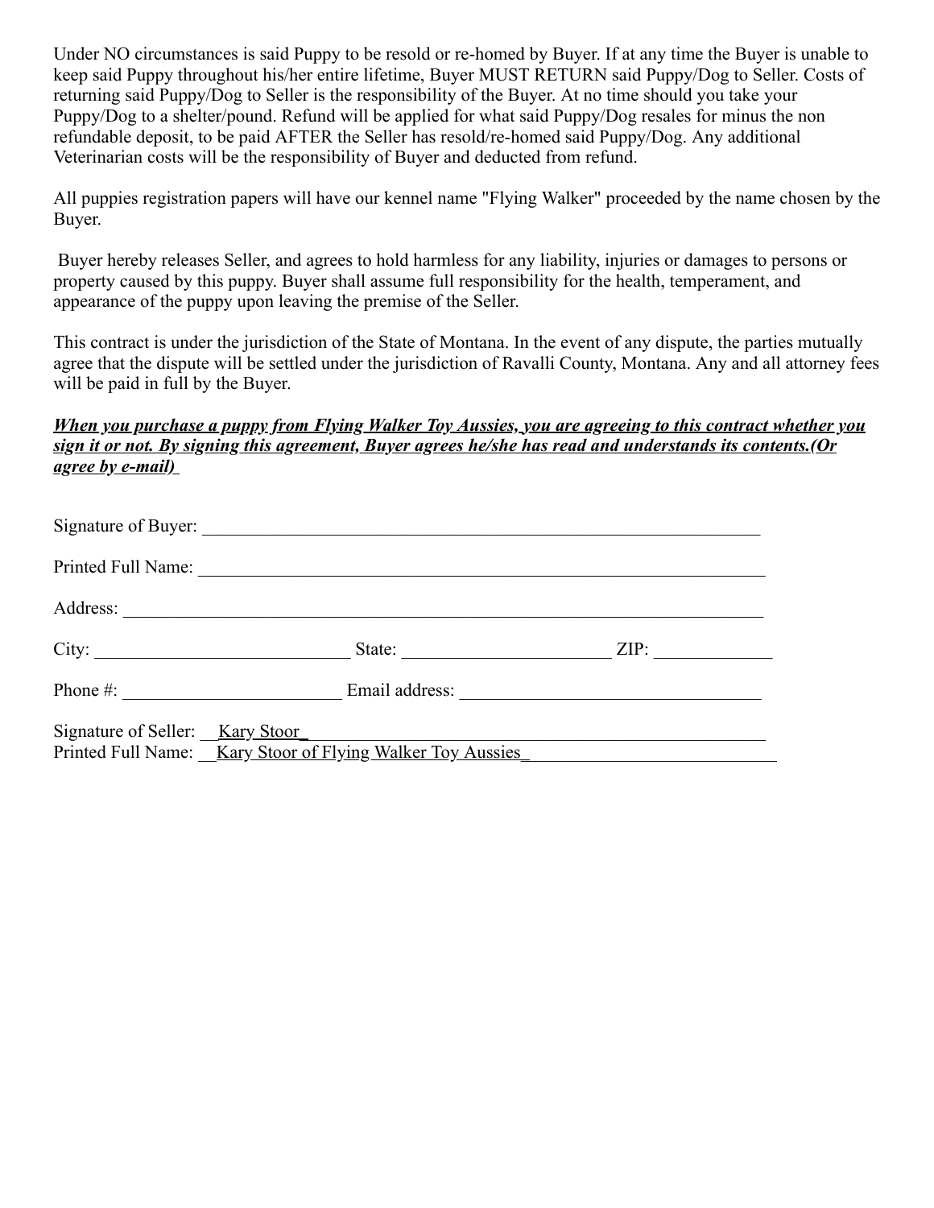Under NO circumstances is said Puppy to be resold or re-homed by Buyer. If at any time the Buyer is unable to keep said Puppy throughout his/her entire lifetime, Buyer MUST RETURN said Puppy/Dog to Seller. Costs of returning said Puppy/Dog to Seller is the responsibility of the Buyer. At no time should you take your Puppy/Dog to a shelter/pound. Refund will be applied for what said Puppy/Dog resales for minus the non refundable deposit, to be paid AFTER the Seller has resold/re-homed said Puppy/Dog. Any additional Veterinarian costs will be the responsibility of Buyer and deducted from refund.

All puppies registration papers will have our kennel name "Flying Walker" proceeded by the name chosen by the Buyer.

Buyer hereby releases Seller, and agrees to hold harmless for any liability, injuries or damages to persons or property caused by this puppy. Buyer shall assume full responsibility for the health, temperament, and appearance of the puppy upon leaving the premise of the Seller.

This contract is under the jurisdiction of the State of Montana. In the event of any dispute, the parties mutually agree that the dispute will be settled under the jurisdiction of Ravalli County, Montana. Any and all attorney fees will be paid in full by the Buyer.

***When you purchase a puppy from Flying Walker Toy Aussies, you are agreeing to this contract whether you sign it or not. By signing this agreement, Buyer agrees he/she has read and understands its contents.(Or agree by e-mail)***

Signature of Buyer: ______________________________________________________________

Printed Full Name: ______________________________________________________________

Address: ______________________________________________________________________

City: ___________________________ State: _______________________ ZIP: _____________

Phone #: ________________________ Email address: ________________________________

Signature of Seller: __Kary Stoor_______________________________________________
Printed Full Name: __Kary Stoor of Flying Walker Toy Aussies___________________________